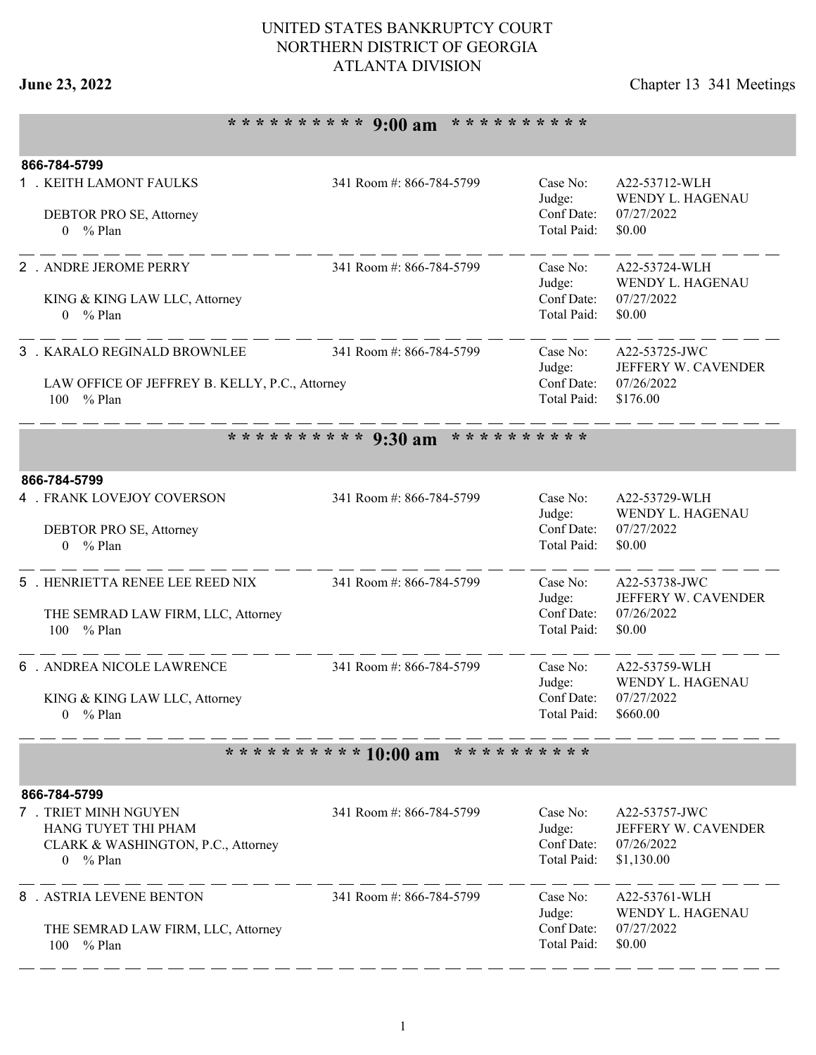# UNITED STATES BANKRUPTCY COURT
# NORTHERN DISTRICT OF GEORGIA
# ATLANTA DIVISION

**June 23, 2022** Chapter 13 341 Meetings

## * * * * * * * * * * 9:00 am * * * * * * * * * *

**866-784-5799**

1 . KEITH LAMONT FAULKS — 341 Room #: 866-784-5799

DEBTOR PRO SE, Attorney
0 % Plan

Case No: A22-53712-WLH
Judge: WENDY L. HAGENAU
Conf Date: 07/27/2022
Total Paid: $0.00

2 . ANDRE JEROME PERRY — 341 Room #: 866-784-5799

KING & KING LAW LLC, Attorney
0 % Plan

Case No: A22-53724-WLH
Judge: WENDY L. HAGENAU
Conf Date: 07/27/2022
Total Paid: $0.00

3 . KARALO REGINALD BROWNLEE — 341 Room #: 866-784-5799

LAW OFFICE OF JEFFREY B. KELLY, P.C., Attorney
100 % Plan

Case No: A22-53725-JWC
Judge: JEFFERY W. CAVENDER
Conf Date: 07/26/2022
Total Paid: $176.00

## * * * * * * * * * * 9:30 am * * * * * * * * * *

**866-784-5799**

4 . FRANK LOVEJOY COVERSON — 341 Room #: 866-784-5799

DEBTOR PRO SE, Attorney
0 % Plan

Case No: A22-53729-WLH
Judge: WENDY L. HAGENAU
Conf Date: 07/27/2022
Total Paid: $0.00

5 . HENRIETTA RENEE LEE REED NIX — 341 Room #: 866-784-5799

THE SEMRAD LAW FIRM, LLC, Attorney
100 % Plan

Case No: A22-53738-JWC
Judge: JEFFERY W. CAVENDER
Conf Date: 07/26/2022
Total Paid: $0.00

6 . ANDREA NICOLE LAWRENCE — 341 Room #: 866-784-5799

KING & KING LAW LLC, Attorney
0 % Plan

Case No: A22-53759-WLH
Judge: WENDY L. HAGENAU
Conf Date: 07/27/2022
Total Paid: $660.00

## * * * * * * * * * * 10:00 am * * * * * * * * * *

**866-784-5799**

7 . TRIET MINH NGUYEN — 341 Room #: 866-784-5799
HANG TUYET THI PHAM

CLARK & WASHINGTON, P.C., Attorney
0 % Plan

Case No: A22-53757-JWC
Judge: JEFFERY W. CAVENDER
Conf Date: 07/26/2022
Total Paid: $1,130.00

8 . ASTRIA LEVENE BENTON — 341 Room #: 866-784-5799

THE SEMRAD LAW FIRM, LLC, Attorney
100 % Plan

Case No: A22-53761-WLH
Judge: WENDY L. HAGENAU
Conf Date: 07/27/2022
Total Paid: $0.00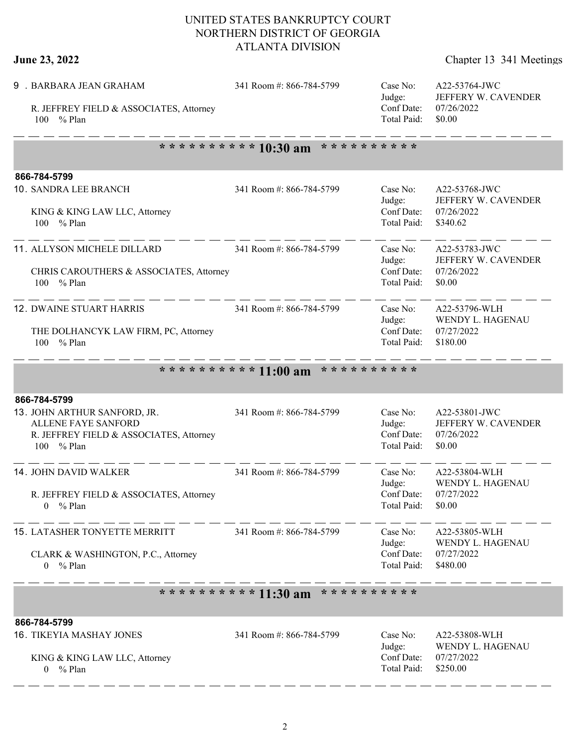# UNITED STATES BANKRUPTCY COURT
# NORTHERN DISTRICT OF GEORGIA
# ATLANTA DIVISION

**June 23, 2022** — Chapter 13 341 Meetings

9 . BARBARA JEAN GRAHAM — 341 Room #: 866-784-5799

R. JEFFREY FIELD & ASSOCIATES, Attorney
100 % Plan

Case No: A22-53764-JWC
Judge: JEFFERY W. CAVENDER
Conf Date: 07/26/2022
Total Paid: $0.00

---

## * * * * * * * * * * 10:30 am * * * * * * * * * *

**866-784-5799**

10. SANDRA LEE BRANCH — 341 Room #: 866-784-5799

KING & KING LAW LLC, Attorney
100 % Plan

Case No: A22-53768-JWC
Judge: JEFFERY W. CAVENDER
Conf Date: 07/26/2022
Total Paid: $340.62

---

11. ALLYSON MICHELE DILLARD — 341 Room #: 866-784-5799

CHRIS CAROUTHERS & ASSOCIATES, Attorney
100 % Plan

Case No: A22-53783-JWC
Judge: JEFFERY W. CAVENDER
Conf Date: 07/26/2022
Total Paid: $0.00

---

12. DWAINE STUART HARRIS — 341 Room #: 866-784-5799

THE DOLHANCYK LAW FIRM, PC, Attorney
100 % Plan

Case No: A22-53796-WLH
Judge: WENDY L. HAGENAU
Conf Date: 07/27/2022
Total Paid: $180.00

---

## * * * * * * * * * * 11:00 am * * * * * * * * * *

**866-784-5799**

13. JOHN ARTHUR SANFORD, JR.
ALLENE FAYE SANFORD — 341 Room #: 866-784-5799

R. JEFFREY FIELD & ASSOCIATES, Attorney
100 % Plan

Case No: A22-53801-JWC
Judge: JEFFERY W. CAVENDER
Conf Date: 07/26/2022
Total Paid: $0.00

---

14. JOHN DAVID WALKER — 341 Room #: 866-784-5799

R. JEFFREY FIELD & ASSOCIATES, Attorney
0 % Plan

Case No: A22-53804-WLH
Judge: WENDY L. HAGENAU
Conf Date: 07/27/2022
Total Paid: $0.00

---

15. LATASHER TONYETTE MERRITT — 341 Room #: 866-784-5799

CLARK & WASHINGTON, P.C., Attorney
0 % Plan

Case No: A22-53805-WLH
Judge: WENDY L. HAGENAU
Conf Date: 07/27/2022
Total Paid: $480.00

---

## * * * * * * * * * * 11:30 am * * * * * * * * * *

**866-784-5799**

16. TIKEYIA MASHAY JONES — 341 Room #: 866-784-5799

KING & KING LAW LLC, Attorney
0 % Plan

Case No: A22-53808-WLH
Judge: WENDY L. HAGENAU
Conf Date: 07/27/2022
Total Paid: $250.00

---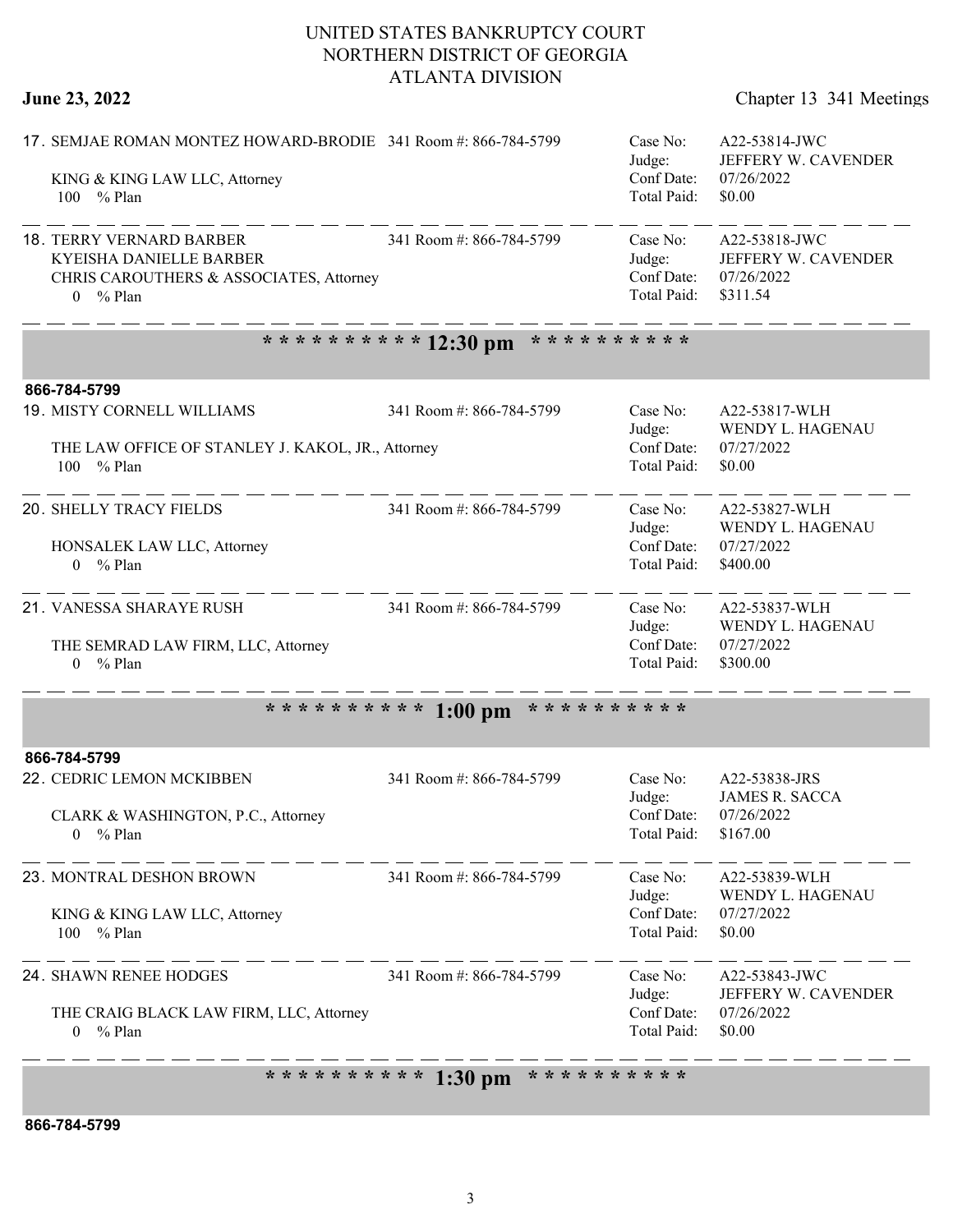# UNITED STATES BANKRUPTCY COURT
# NORTHERN DISTRICT OF GEORGIA
# ATLANTA DIVISION

**June 23, 2022** Chapter 13 341 Meetings

17. SEMJAE ROMAN MONTEZ HOWARD-BRODIE 341 Room #: 866-784-5799
KING & KING LAW LLC, Attorney
100 % Plan
Case No: A22-53814-JWC
Judge: JEFFERY W. CAVENDER
Conf Date: 07/26/2022
Total Paid: $0.00

18. TERRY VERNARD BARBER 341 Room #: 866-784-5799
KYEISHA DANIELLE BARBER
CHRIS CAROUTHERS & ASSOCIATES, Attorney
0 % Plan
Case No: A22-53818-JWC
Judge: JEFFERY W. CAVENDER
Conf Date: 07/26/2022
Total Paid: $311.54

## * * * * * * * * * * 12:30 pm * * * * * * * * * *

**866-784-5799**

19. MISTY CORNELL WILLIAMS 341 Room #: 866-784-5799
THE LAW OFFICE OF STANLEY J. KAKOL, JR., Attorney
100 % Plan
Case No: A22-53817-WLH
Judge: WENDY L. HAGENAU
Conf Date: 07/27/2022
Total Paid: $0.00

20. SHELLY TRACY FIELDS 341 Room #: 866-784-5799
HONSALEK LAW LLC, Attorney
0 % Plan
Case No: A22-53827-WLH
Judge: WENDY L. HAGENAU
Conf Date: 07/27/2022
Total Paid: $400.00

21. VANESSA SHARAYE RUSH 341 Room #: 866-784-5799
THE SEMRAD LAW FIRM, LLC, Attorney
0 % Plan
Case No: A22-53837-WLH
Judge: WENDY L. HAGENAU
Conf Date: 07/27/2022
Total Paid: $300.00

## * * * * * * * * * * 1:00 pm * * * * * * * * * *

**866-784-5799**

22. CEDRIC LEMON MCKIBBEN 341 Room #: 866-784-5799
CLARK & WASHINGTON, P.C., Attorney
0 % Plan
Case No: A22-53838-JRS
Judge: JAMES R. SACCA
Conf Date: 07/26/2022
Total Paid: $167.00

23. MONTRAL DESHON BROWN 341 Room #: 866-784-5799
KING & KING LAW LLC, Attorney
100 % Plan
Case No: A22-53839-WLH
Judge: WENDY L. HAGENAU
Conf Date: 07/27/2022
Total Paid: $0.00

24. SHAWN RENEE HODGES 341 Room #: 866-784-5799
THE CRAIG BLACK LAW FIRM, LLC, Attorney
0 % Plan
Case No: A22-53843-JWC
Judge: JEFFERY W. CAVENDER
Conf Date: 07/26/2022
Total Paid: $0.00

## * * * * * * * * * * 1:30 pm * * * * * * * * * *

**866-784-5799**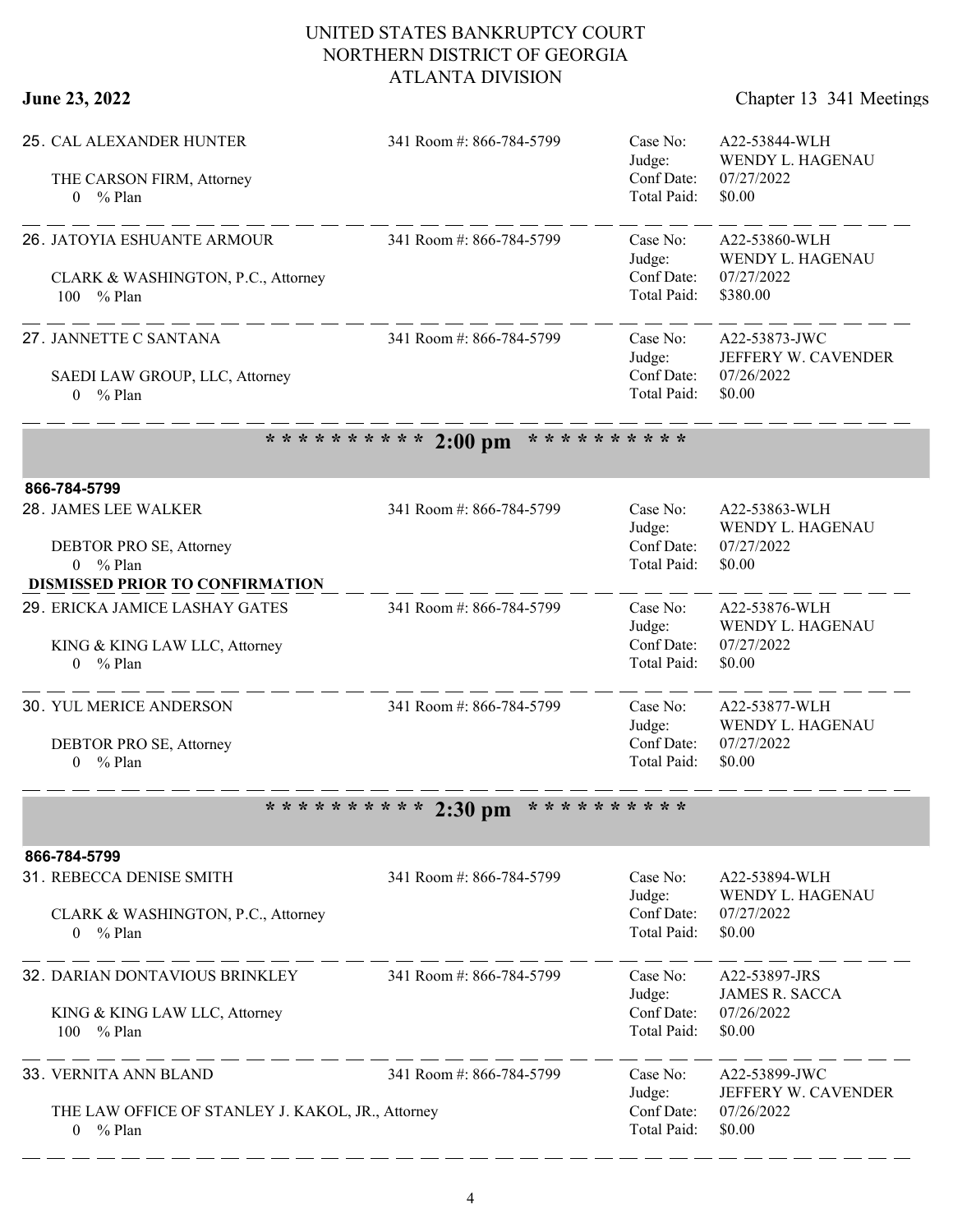# UNITED STATES BANKRUPTCY COURT
# NORTHERN DISTRICT OF GEORGIA
# ATLANTA DIVISION

**June 23, 2022** Chapter 13 341 Meetings

25. CAL ALEXANDER HUNTER — 341 Room #: 866-784-5799

THE CARSON FIRM, Attorney
0 % Plan

Case No: A22-53844-WLH
Judge: WENDY L. HAGENAU
Conf Date: 07/27/2022
Total Paid: $0.00

---

26. JATOYIA ESHUANTE ARMOUR — 341 Room #: 866-784-5799

CLARK & WASHINGTON, P.C., Attorney
100 % Plan

Case No: A22-53860-WLH
Judge: WENDY L. HAGENAU
Conf Date: 07/27/2022
Total Paid: $380.00

---

27. JANNETTE C SANTANA — 341 Room #: 866-784-5799

SAEDI LAW GROUP, LLC, Attorney
0 % Plan

Case No: A22-53873-JWC
Judge: JEFFERY W. CAVENDER
Conf Date: 07/26/2022
Total Paid: $0.00

---

## * * * * * * * * * * 2:00 pm * * * * * * * * * *

**866-784-5799**

28. JAMES LEE WALKER — 341 Room #: 866-784-5799

DEBTOR PRO SE, Attorney
0 % Plan

Case No: A22-53863-WLH
Judge: WENDY L. HAGENAU
Conf Date: 07/27/2022
Total Paid: $0.00

**DISMISSED PRIOR TO CONFIRMATION**

---

29. ERICKA JAMICE LASHAY GATES — 341 Room #: 866-784-5799

KING & KING LAW LLC, Attorney
0 % Plan

Case No: A22-53876-WLH
Judge: WENDY L. HAGENAU
Conf Date: 07/27/2022
Total Paid: $0.00

---

30. YUL MERICE ANDERSON — 341 Room #: 866-784-5799

DEBTOR PRO SE, Attorney
0 % Plan

Case No: A22-53877-WLH
Judge: WENDY L. HAGENAU
Conf Date: 07/27/2022
Total Paid: $0.00

---

## * * * * * * * * * * 2:30 pm * * * * * * * * * *

**866-784-5799**

31. REBECCA DENISE SMITH — 341 Room #: 866-784-5799

CLARK & WASHINGTON, P.C., Attorney
0 % Plan

Case No: A22-53894-WLH
Judge: WENDY L. HAGENAU
Conf Date: 07/27/2022
Total Paid: $0.00

---

32. DARIAN DONTAVIOUS BRINKLEY — 341 Room #: 866-784-5799

KING & KING LAW LLC, Attorney
100 % Plan

Case No: A22-53897-JRS
Judge: JAMES R. SACCA
Conf Date: 07/26/2022
Total Paid: $0.00

---

33. VERNITA ANN BLAND — 341 Room #: 866-784-5799

THE LAW OFFICE OF STANLEY J. KAKOL, JR., Attorney
0 % Plan

Case No: A22-53899-JWC
Judge: JEFFERY W. CAVENDER
Conf Date: 07/26/2022
Total Paid: $0.00

---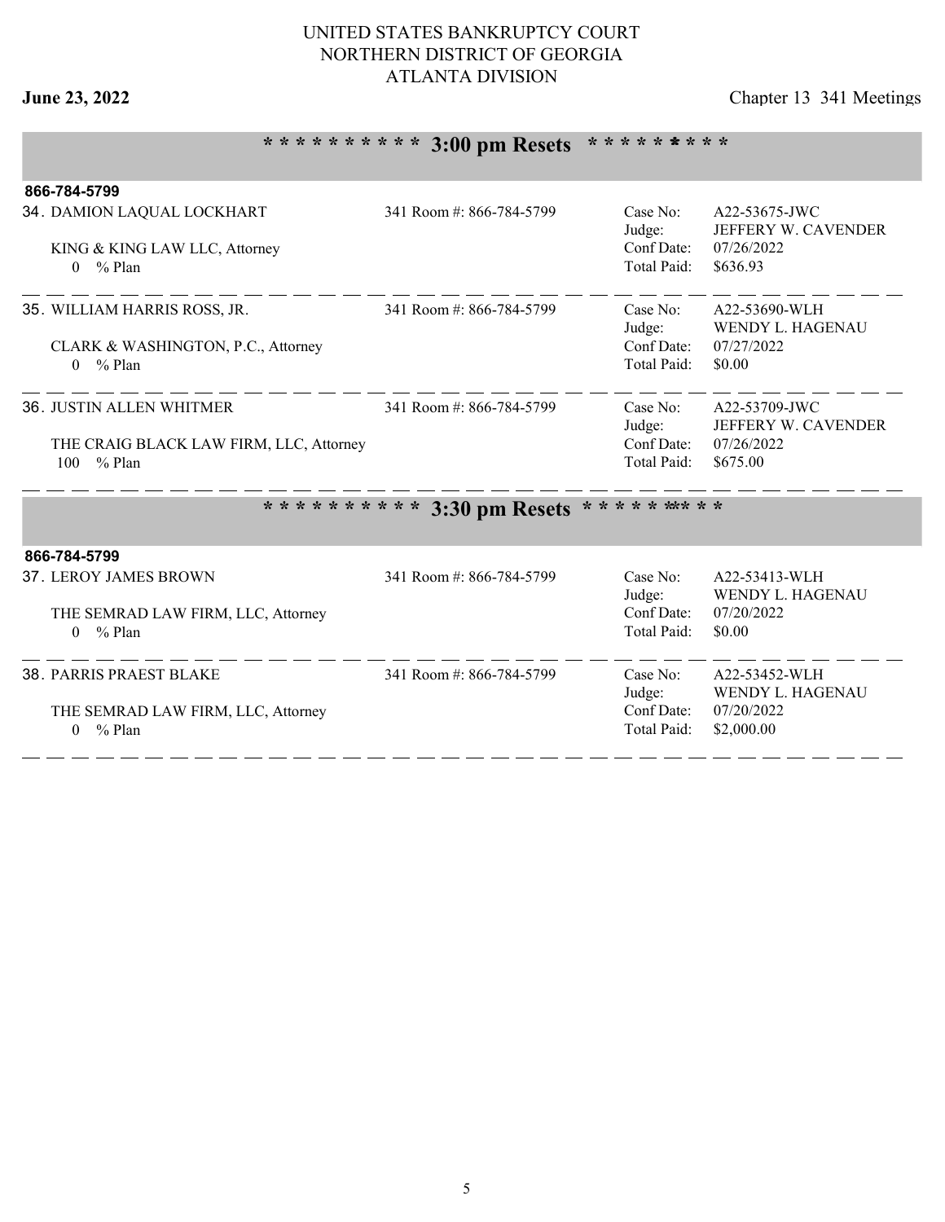UNITED STATES BANKRUPTCY COURT
NORTHERN DISTRICT OF GEORGIA
ATLANTA DIVISION

**June 23, 2022** Chapter 13 341 Meetings

## * * * * * * * * * * 3:00 pm Resets * * * * * * * * * *

**866-784-5799**

34. DAMION LAQUAL LOCKHART — 341 Room #: 866-784-5799
    KING & KING LAW LLC, Attorney
    0 % Plan
    Case No: A22-53675-JWC
    Judge: JEFFERY W. CAVENDER
    Conf Date: 07/26/2022
    Total Paid: $636.93

35. WILLIAM HARRIS ROSS, JR. — 341 Room #: 866-784-5799
    CLARK & WASHINGTON, P.C., Attorney
    0 % Plan
    Case No: A22-53690-WLH
    Judge: WENDY L. HAGENAU
    Conf Date: 07/27/2022
    Total Paid: $0.00

36. JUSTIN ALLEN WHITMER — 341 Room #: 866-784-5799
    THE CRAIG BLACK LAW FIRM, LLC, Attorney
    100 % Plan
    Case No: A22-53709-JWC
    Judge: JEFFERY W. CAVENDER
    Conf Date: 07/26/2022
    Total Paid: $675.00

## * * * * * * * * * * 3:30 pm Resets * * * * * * * * * *

**866-784-5799**

37. LEROY JAMES BROWN — 341 Room #: 866-784-5799
    THE SEMRAD LAW FIRM, LLC, Attorney
    0 % Plan
    Case No: A22-53413-WLH
    Judge: WENDY L. HAGENAU
    Conf Date: 07/20/2022
    Total Paid: $0.00

38. PARRIS PRAEST BLAKE — 341 Room #: 866-784-5799
    THE SEMRAD LAW FIRM, LLC, Attorney
    0 % Plan
    Case No: A22-53452-WLH
    Judge: WENDY L. HAGENAU
    Conf Date: 07/20/2022
    Total Paid: $2,000.00